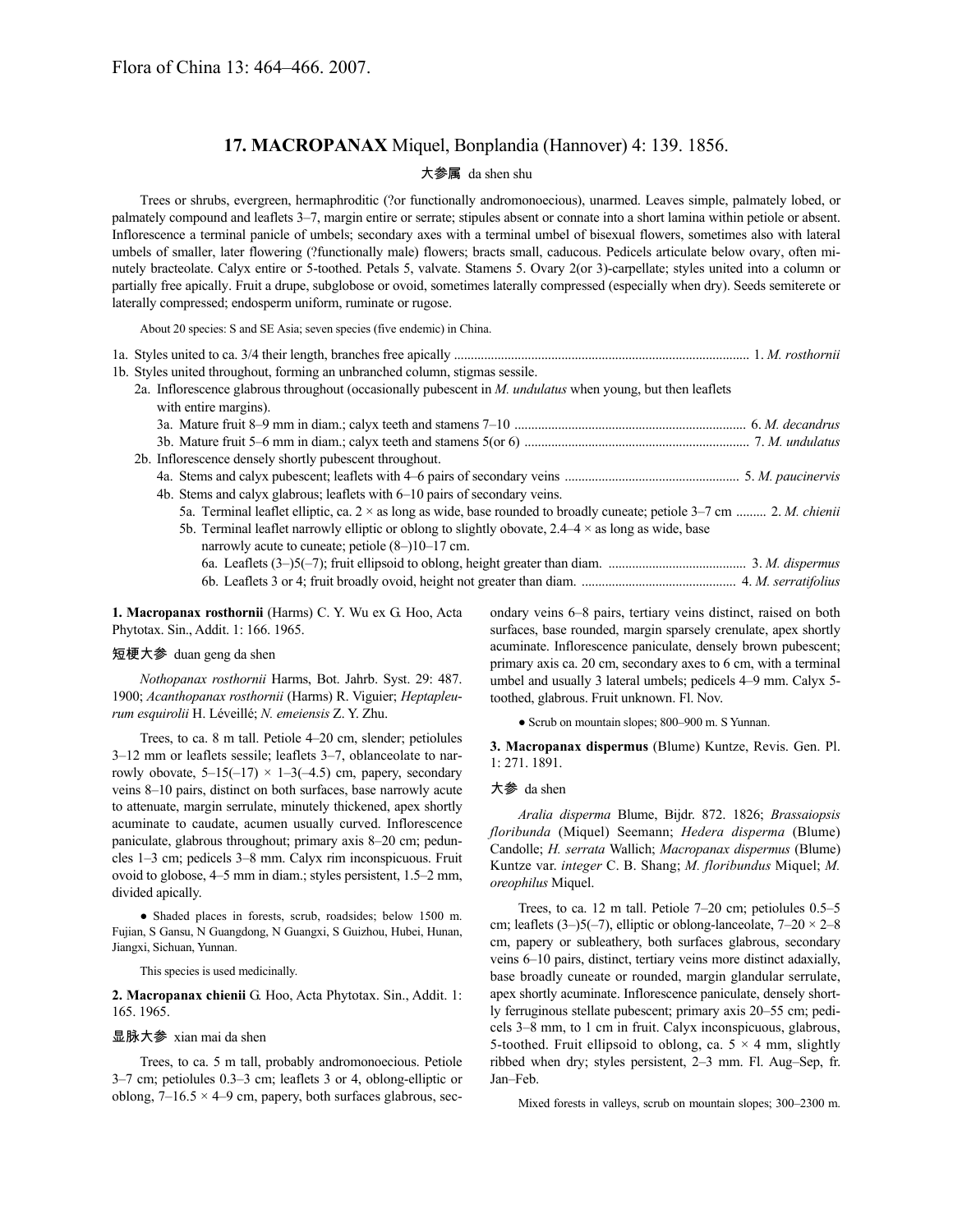Flora of China 13: 464–466. 2007.

## 17. MACROPANAX Miquel, Bonplandia (Hannover) 4: 139. 1856.

大参属 da shen shu

Trees or shrubs, evergreen, hermaphroditic (?or functionally andromonoecious), unarmed. Leaves simple, palmately lobed, or palmately compound and leaflets 3–7, margin entire or serrate; stipules absent or connate into a short lamina within petiole or absent. Inflorescence a terminal panicle of umbels; secondary axes with a terminal umbel of bisexual flowers, sometimes also with lateral umbels of smaller, later flowering (?functionally male) flowers; bracts small, caducous. Pedicels articulate below ovary, often minutely bracteolate. Calyx entire or 5-toothed. Petals 5, valvate. Stamens 5. Ovary 2(or 3)-carpellate; styles united into a column or partially free apically. Fruit a drupe, subglobose or ovoid, sometimes laterally compressed (especially when dry). Seeds semiterete or laterally compressed; endosperm uniform, ruminate or rugose.

About 20 species: S and SE Asia; seven species (five endemic) in China.

1a. Styles united to ca. 3/4 their length, branches free apically ....... 1. *M. rosthornii*
1b. Styles united throughout, forming an unbranched column, stigmas sessile.
  2a. Inflorescence glabrous throughout (occasionally pubescent in *M. undulatus* when young, but then leaflets with entire margins).
    3a. Mature fruit 8–9 mm in diam.; calyx teeth and stamens 7–10 ....... 6. *M. decandrus*
    3b. Mature fruit 5–6 mm in diam.; calyx teeth and stamens 5(or 6) ....... 7. *M. undulatus*
  2b. Inflorescence densely shortly pubescent throughout.
    4a. Stems and calyx pubescent; leaflets with 4–6 pairs of secondary veins ....... 5. *M. paucinervis*
    4b. Stems and calyx glabrous; leaflets with 6–10 pairs of secondary veins.
      5a. Terminal leaflet elliptic, ca. 2 × as long as wide, base rounded to broadly cuneate; petiole 3–7 cm ....... 2. *M. chienii*
      5b. Terminal leaflet narrowly elliptic or oblong to slightly obovate, 2.4–4 × as long as wide, base narrowly acute to cuneate; petiole (8–)10–17 cm.
        6a. Leaflets (3–)5(–7); fruit ellipsoid to oblong, height greater than diam. ....... 3. *M. dispermus*
        6b. Leaflets 3 or 4; fruit broadly ovoid, height not greater than diam. ....... 4. *M. serratifolius*

**1. Macropanax rosthornii** (Harms) C. Y. Wu ex G. Hoo, Acta Phytotax. Sin., Addit. 1: 166. 1965.

短梗大参 duan geng da shen

*Nothopanax rosthornii* Harms, Bot. Jahrb. Syst. 29: 487. 1900; *Acanthopanax rosthornii* (Harms) R. Viguier; *Heptapleurum esquirolii* H. Léveillé; *N. emeiensis* Z. Y. Zhu.

Trees, to ca. 8 m tall. Petiole 4–20 cm, slender; petiolules 3–12 mm or leaflets sessile; leaflets 3–7, oblanceolate to narrowly obovate, 5–15(–17) × 1–3(–4.5) cm, papery, secondary veins 8–10 pairs, distinct on both surfaces, base narrowly acute to attenuate, margin serrulate, minutely thickened, apex shortly acuminate to caudate, acumen usually curved. Inflorescence paniculate, glabrous throughout; primary axis 8–20 cm; peduncles 1–3 cm; pedicels 3–8 mm. Calyx rim inconspicuous. Fruit ovoid to globose, 4–5 mm in diam.; styles persistent, 1.5–2 mm, divided apically.

● Shaded places in forests, scrub, roadsides; below 1500 m. Fujian, S Gansu, N Guangdong, N Guangxi, S Guizhou, Hubei, Hunan, Jiangxi, Sichuan, Yunnan.

This species is used medicinally.

**2. Macropanax chienii** G. Hoo, Acta Phytotax. Sin., Addit. 1: 165. 1965.

显脉大参 xian mai da shen

Trees, to ca. 5 m tall, probably andromonoecious. Petiole 3–7 cm; petiolules 0.3–3 cm; leaflets 3 or 4, oblong-elliptic or oblong, 7–16.5 × 4–9 cm, papery, both surfaces glabrous, secondary veins 6–8 pairs, tertiary veins distinct, raised on both surfaces, base rounded, margin sparsely crenulate, apex shortly acuminate. Inflorescence paniculate, densely brown pubescent; primary axis ca. 20 cm, secondary axes to 6 cm, with a terminal umbel and usually 3 lateral umbels; pedicels 4–9 mm. Calyx 5-toothed, glabrous. Fruit unknown. Fl. Nov.

● Scrub on mountain slopes; 800–900 m. S Yunnan.

**3. Macropanax dispermus** (Blume) Kuntze, Revis. Gen. Pl. 1: 271. 1891.

大参 da shen

*Aralia disperma* Blume, Bijdr. 872. 1826; *Brassaiopsis floribunda* (Miquel) Seemann; *Hedera disperma* (Blume) Candolle; *H. serrata* Wallich; *Macropanax dispermus* (Blume) Kuntze var. *integer* C. B. Shang; *M. floribundus* Miquel; *M. oreophilus* Miquel.

Trees, to ca. 12 m tall. Petiole 7–20 cm; petiolules 0.5–5 cm; leaflets (3–)5(–7), elliptic or oblong-lanceolate, 7–20 × 2–8 cm, papery or subleathery, both surfaces glabrous, secondary veins 6–10 pairs, distinct, tertiary veins more distinct adaxially, base broadly cuneate or rounded, margin glandular serrulate, apex shortly acuminate. Inflorescence paniculate, densely shortly ferruginous stellate pubescent; primary axis 20–55 cm; pedicels 3–8 mm, to 1 cm in fruit. Calyx inconspicuous, glabrous, 5-toothed. Fruit ellipsoid to oblong, ca. 5 × 4 mm, slightly ribbed when dry; styles persistent, 2–3 mm. Fl. Aug–Sep, fr. Jan–Feb.

Mixed forests in valleys, scrub on mountain slopes; 300–2300 m.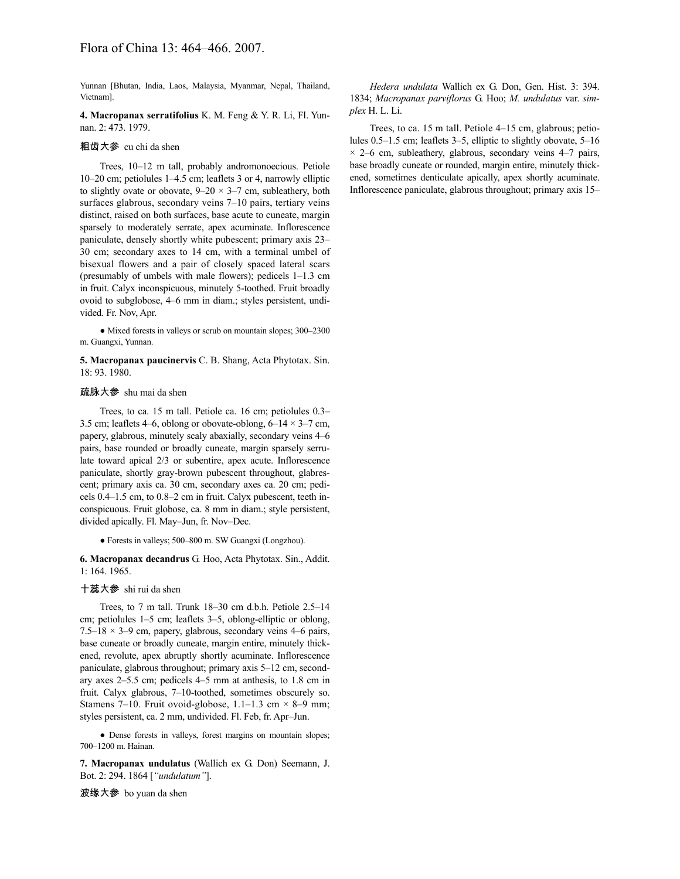Yunnan [Bhutan, India, Laos, Malaysia, Myanmar, Nepal, Thailand, Vietnam].

**4. Macropanax serratifolius** K. M. Feng & Y. R. Li, Fl. Yunnan. 2: 473. 1979.

粗齿大参 cu chi da shen

Trees, 10–12 m tall, probably andromonoecious. Petiole 10–20 cm; petiolules 1–4.5 cm; leaflets 3 or 4, narrowly elliptic to slightly ovate or obovate, 9–20 × 3–7 cm, subleathery, both surfaces glabrous, secondary veins 7–10 pairs, tertiary veins distinct, raised on both surfaces, base acute to cuneate, margin sparsely to moderately serrate, apex acuminate. Inflorescence paniculate, densely shortly white pubescent; primary axis 23–30 cm; secondary axes to 14 cm, with a terminal umbel of bisexual flowers and a pair of closely spaced lateral scars (presumably of umbels with male flowers); pedicels 1–1.3 cm in fruit. Calyx inconspicuous, minutely 5-toothed. Fruit broadly ovoid to subglobose, 4–6 mm in diam.; styles persistent, undivided. Fr. Nov, Apr.

● Mixed forests in valleys or scrub on mountain slopes; 300–2300 m. Guangxi, Yunnan.

**5. Macropanax paucinervis** C. B. Shang, Acta Phytotax. Sin. 18: 93. 1980.

疏脉大参 shu mai da shen

Trees, to ca. 15 m tall. Petiole ca. 16 cm; petiolules 0.3–3.5 cm; leaflets 4–6, oblong or obovate-oblong, 6–14 × 3–7 cm, papery, glabrous, minutely scaly abaxially, secondary veins 4–6 pairs, base rounded or broadly cuneate, margin sparsely serrulate toward apical 2/3 or subentire, apex acute. Inflorescence paniculate, shortly gray-brown pubescent throughout, glabrescent; primary axis ca. 30 cm, secondary axes ca. 20 cm; pedicels 0.4–1.5 cm, to 0.8–2 cm in fruit. Calyx pubescent, teeth inconspicuous. Fruit globose, ca. 8 mm in diam.; style persistent, divided apically. Fl. May–Jun, fr. Nov–Dec.

● Forests in valleys; 500–800 m. SW Guangxi (Longzhou).

**6. Macropanax decandrus** G. Hoo, Acta Phytotax. Sin., Addit. 1: 164. 1965.

十蕊大参 shi rui da shen

Trees, to 7 m tall. Trunk 18–30 cm d.b.h. Petiole 2.5–14 cm; petiolules 1–5 cm; leaflets 3–5, oblong-elliptic or oblong, 7.5–18 × 3–9 cm, papery, glabrous, secondary veins 4–6 pairs, base cuneate or broadly cuneate, margin entire, minutely thickened, revolute, apex abruptly shortly acuminate. Inflorescence paniculate, glabrous throughout; primary axis 5–12 cm, secondary axes 2–5.5 cm; pedicels 4–5 mm at anthesis, to 1.8 cm in fruit. Calyx glabrous, 7–10-toothed, sometimes obscurely so. Stamens 7–10. Fruit ovoid-globose, 1.1–1.3 cm × 8–9 mm; styles persistent, ca. 2 mm, undivided. Fl. Feb, fr. Apr–Jun.

● Dense forests in valleys, forest margins on mountain slopes; 700–1200 m. Hainan.

**7. Macropanax undulatus** (Wallich ex G. Don) Seemann, J. Bot. 2: 294. 1864 [*"undulatum"*].

波缘大参 bo yuan da shen

*Hedera undulata* Wallich ex G. Don, Gen. Hist. 3: 394. 1834; *Macropanax parviflorus* G. Hoo; *M. undulatus* var. *simplex* H. L. Li.

Trees, to ca. 15 m tall. Petiole 4–15 cm, glabrous; petiolules 0.5–1.5 cm; leaflets 3–5, elliptic to slightly obovate, 5–16 × 2–6 cm, subleathery, glabrous, secondary veins 4–7 pairs, base broadly cuneate or rounded, margin entire, minutely thickened, sometimes denticulate apically, apex shortly acuminate. Inflorescence paniculate, glabrous throughout; primary axis 15–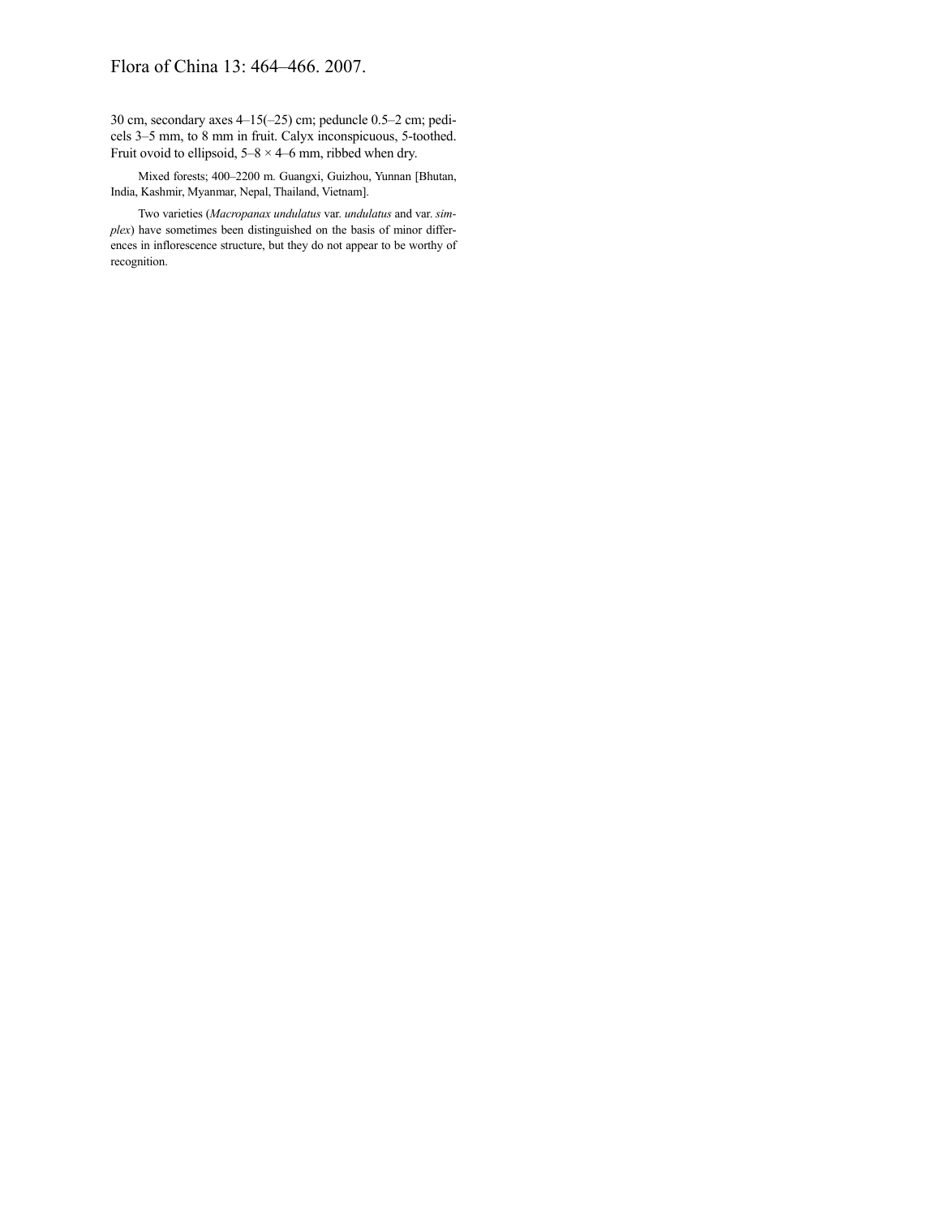30 cm, secondary axes 4–15(–25) cm; peduncle 0.5–2 cm; pedicels 3–5 mm, to 8 mm in fruit. Calyx inconspicuous, 5-toothed. Fruit ovoid to ellipsoid, 5–8 × 4–6 mm, ribbed when dry.

Mixed forests; 400–2200 m. Guangxi, Guizhou, Yunnan [Bhutan, India, Kashmir, Myanmar, Nepal, Thailand, Vietnam].

Two varieties (*Macropanax undulatus* var. *undulatus* and var. *simplex*) have sometimes been distinguished on the basis of minor differences in inflorescence structure, but they do not appear to be worthy of recognition.